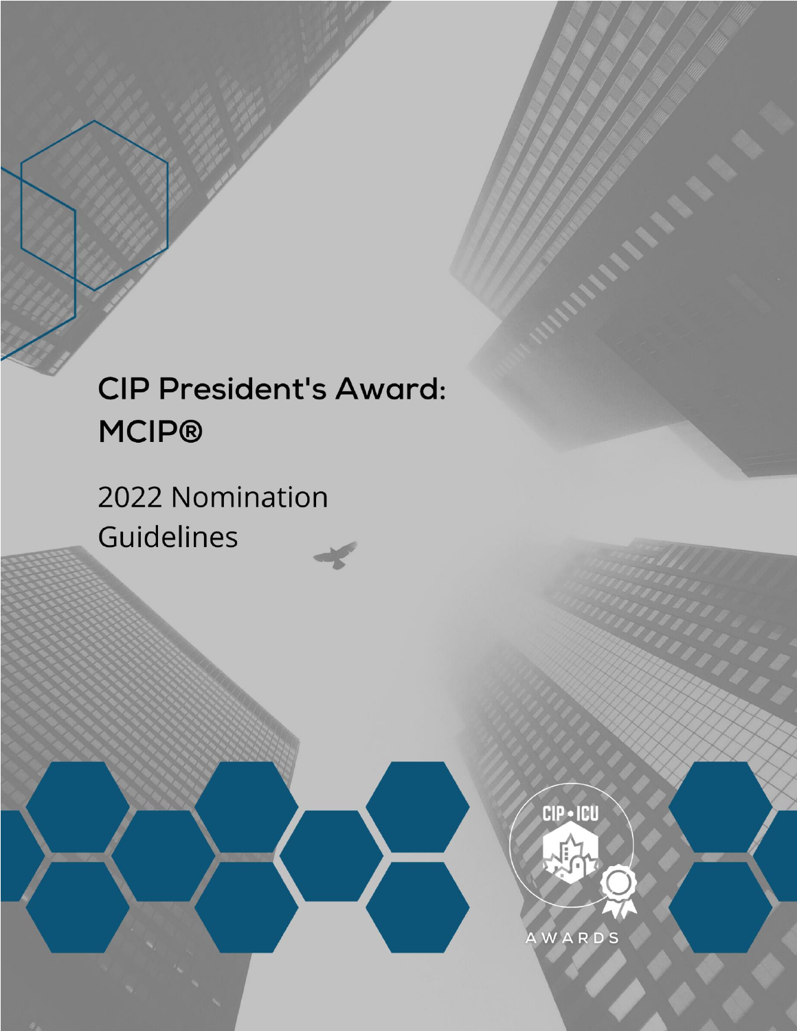# CIP President's Award: MCIP®

2022 Nomination Guidelines

CIP • ICU

AWARDS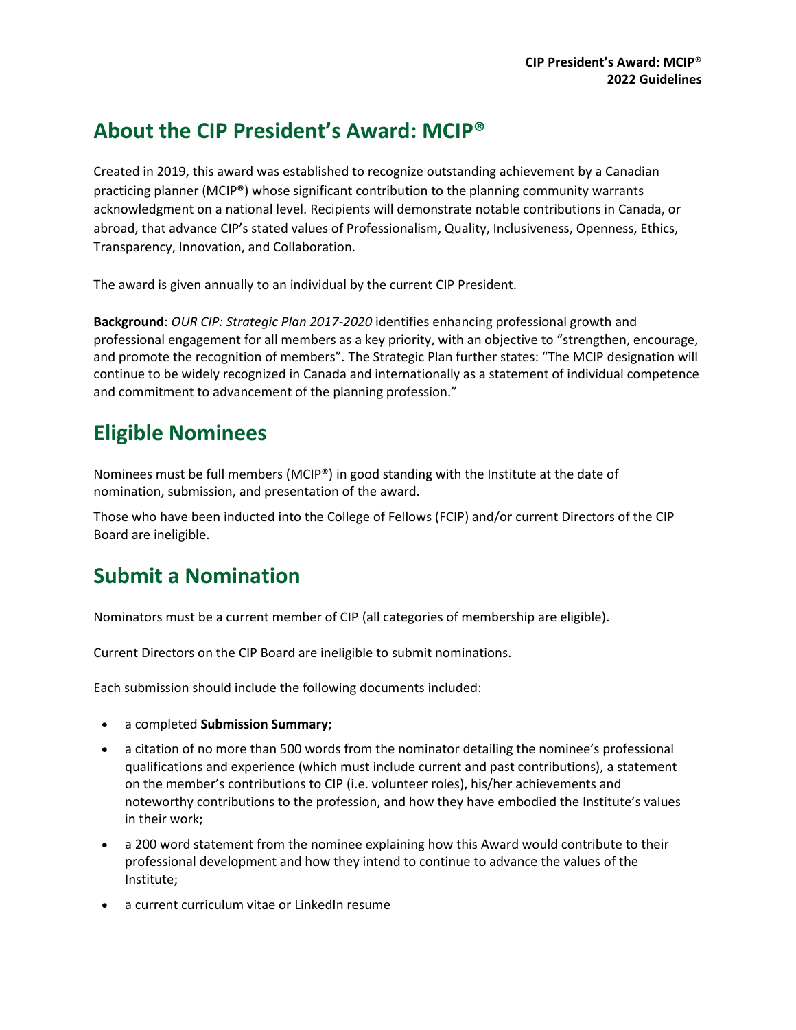## About the CIP President's Award: MCIP®

Created in 2019, this award was established to recognize outstanding achievement by a Canadian practicing planner (MCIP®) whose significant contribution to the planning community warrants acknowledgment on a national level. Recipients will demonstrate notable contributions in Canada, or abroad, that advance CIP's stated values of Professionalism, Quality, Inclusiveness, Openness, Ethics, Transparency, Innovation, and Collaboration.

The award is given annually to an individual by the current CIP President.

**Background**: *OUR CIP: Strategic Plan 2017-2020* identifies enhancing professional growth and professional engagement for all members as a key priority, with an objective to "strengthen, encourage, and promote the recognition of members". The Strategic Plan further states: "The MCIP designation will continue to be widely recognized in Canada and internationally as a statement of individual competence and commitment to advancement of the planning profession."

## Eligible Nominees

Nominees must be full members (MCIP®) in good standing with the Institute at the date of nomination, submission, and presentation of the award.

Those who have been inducted into the College of Fellows (FCIP) and/or current Directors of the CIP Board are ineligible.

## Submit a Nomination

Nominators must be a current member of CIP (all categories of membership are eligible).

Current Directors on the CIP Board are ineligible to submit nominations.

Each submission should include the following documents included:

- a completed **Submission Summary**;
- a citation of no more than 500 words from the nominator detailing the nominee's professional qualifications and experience (which must include current and past contributions), a statement on the member's contributions to CIP (i.e. volunteer roles), his/her achievements and noteworthy contributions to the profession, and how they have embodied the Institute's values in their work;
- a 200 word statement from the nominee explaining how this Award would contribute to their professional development and how they intend to continue to advance the values of the Institute;
- a current curriculum vitae or LinkedIn resume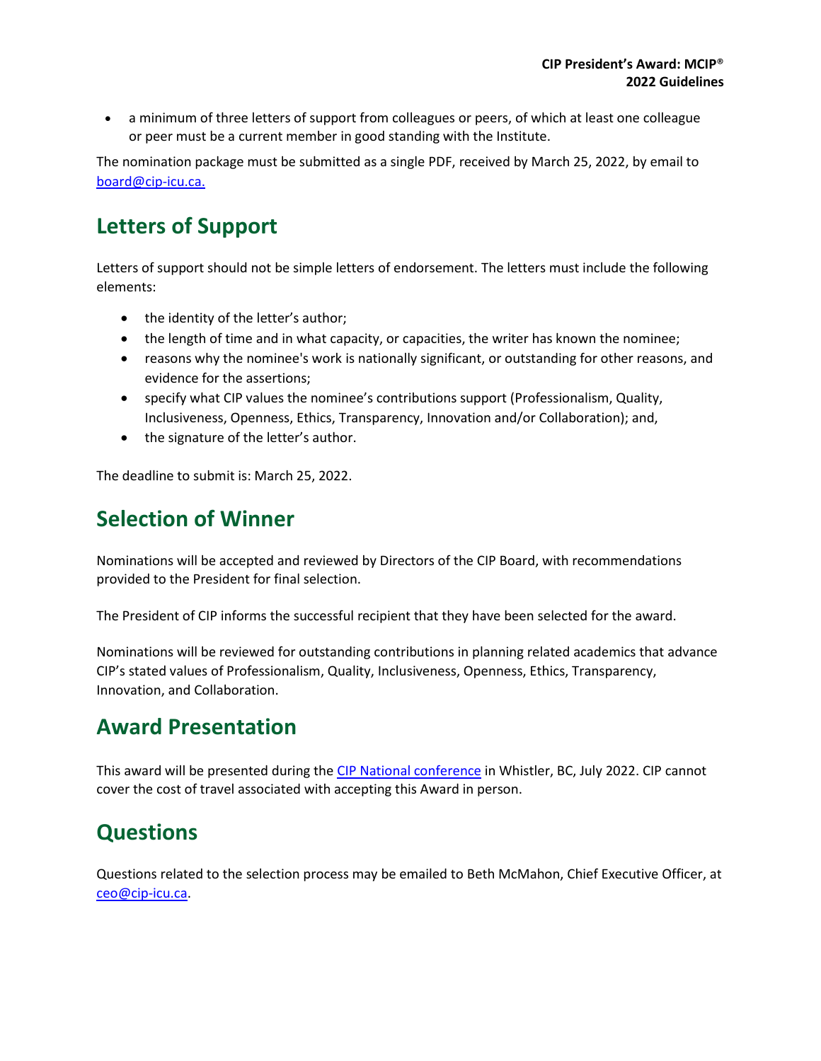- a minimum of three letters of support from colleagues or peers, of which at least one colleague or peer must be a current member in good standing with the Institute.

The nomination package must be submitted as a single PDF, received by March 25, 2022, by email to [board@cip-icu.ca.](mailto:board@cip-icu.ca)

## Letters of Support

Letters of support should not be simple letters of endorsement. The letters must include the following elements:

- the identity of the letter's author;
- the length of time and in what capacity, or capacities, the writer has known the nominee;
- reasons why the nominee's work is nationally significant, or outstanding for other reasons, and evidence for the assertions;
- specify what CIP values the nominee's contributions support (Professionalism, Quality, Inclusiveness, Openness, Ethics, Transparency, Innovation and/or Collaboration); and,
- the signature of the letter's author.

The deadline to submit is: March 25, 2022.

## Selection of Winner

Nominations will be accepted and reviewed by Directors of the CIP Board, with recommendations provided to the President for final selection.

The President of CIP informs the successful recipient that they have been selected for the award.

Nominations will be reviewed for outstanding contributions in planning related academics that advance CIP's stated values of Professionalism, Quality, Inclusiveness, Openness, Ethics, Transparency, Innovation, and Collaboration.

## Award Presentation

This award will be presented during the [CIP National conference]() in Whistler, BC, July 2022. CIP cannot cover the cost of travel associated with accepting this Award in person.

## Questions

Questions related to the selection process may be emailed to Beth McMahon, Chief Executive Officer, at [ceo@cip-icu.ca](mailto:ceo@cip-icu.ca).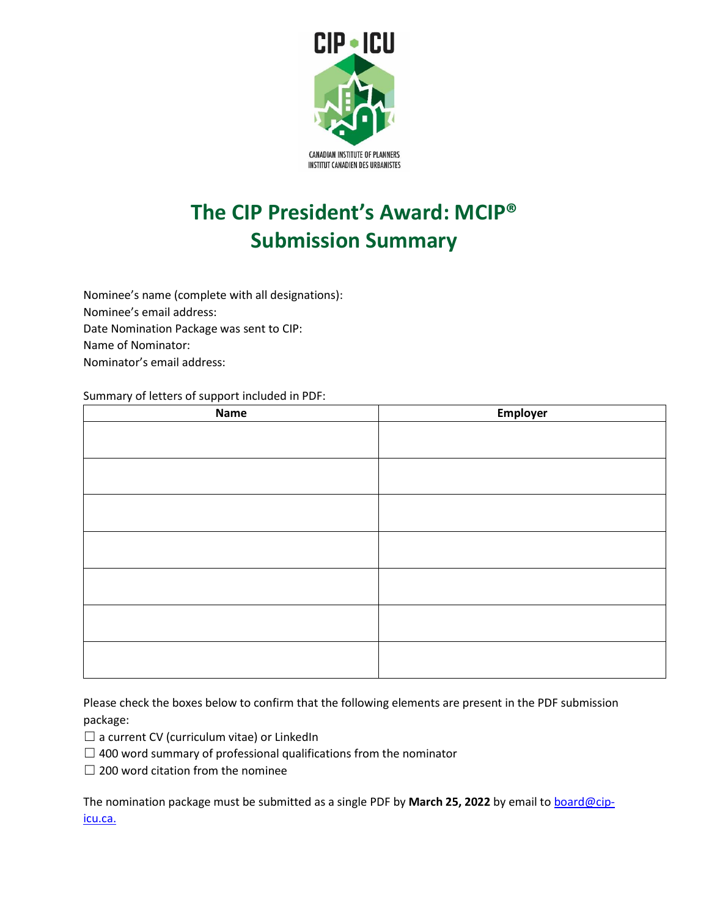# The CIP President's Award: MCIP®
# Submission Summary

Nominee's name (complete with all designations):
Nominee's email address:
Date Nomination Package was sent to CIP:
Name of Nominator:
Nominator's email address:

Summary of letters of support included in PDF:

| Name | Employer |
|---|---|
| | |
| | |
| | |
| | |
| | |
| | |
| | |

Please check the boxes below to confirm that the following elements are present in the PDF submission package:

☐ a current CV (curriculum vitae) or LinkedIn
☐ 400 word summary of professional qualifications from the nominator
☐ 200 word citation from the nominee

The nomination package must be submitted as a single PDF by **March 25, 2022** by email to [board@cip-icu.ca.](mailto:board@cip-icu.ca)